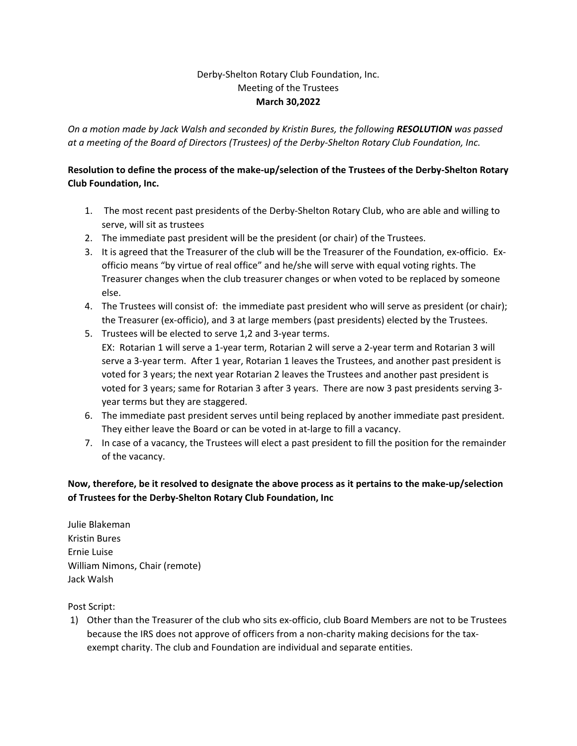Derby-Shelton Rotary Club Foundation, Inc.
Meeting of the Trustees
**March 30,2022**

*On a motion made by Jack Walsh and seconded by Kristin Bures, the following* ***RESOLUTION*** *was passed at a meeting of the Board of Directors (Trustees) of the Derby-Shelton Rotary Club Foundation, Inc.*

**Resolution to define the process of the make-up/selection of the Trustees of the Derby-Shelton Rotary Club Foundation, Inc.**

1. The most recent past presidents of the Derby-Shelton Rotary Club, who are able and willing to serve, will sit as trustees
2. The immediate past president will be the president (or chair) of the Trustees.
3. It is agreed that the Treasurer of the club will be the Treasurer of the Foundation, ex-officio. Ex-officio means "by virtue of real office" and he/she will serve with equal voting rights. The Treasurer changes when the club treasurer changes or when voted to be replaced by someone else.
4. The Trustees will consist of: the immediate past president who will serve as president (or chair); the Treasurer (ex-officio), and 3 at large members (past presidents) elected by the Trustees.
5. Trustees will be elected to serve 1,2 and 3-year terms.
   EX: Rotarian 1 will serve a 1-year term, Rotarian 2 will serve a 2-year term and Rotarian 3 will serve a 3-year term. After 1 year, Rotarian 1 leaves the Trustees, and another past president is voted for 3 years; the next year Rotarian 2 leaves the Trustees and another past president is voted for 3 years; same for Rotarian 3 after 3 years. There are now 3 past presidents serving 3-year terms but they are staggered.
6. The immediate past president serves until being replaced by another immediate past president. They either leave the Board or can be voted in at-large to fill a vacancy.
7. In case of a vacancy, the Trustees will elect a past president to fill the position for the remainder of the vacancy.

**Now, therefore, be it resolved to designate the above process as it pertains to the make-up/selection of Trustees for the Derby-Shelton Rotary Club Foundation, Inc**

Julie Blakeman
Kristin Bures
Ernie Luise
William Nimons, Chair (remote)
Jack Walsh

Post Script:

1) Other than the Treasurer of the club who sits ex-officio, club Board Members are not to be Trustees because the IRS does not approve of officers from a non-charity making decisions for the tax-exempt charity. The club and Foundation are individual and separate entities.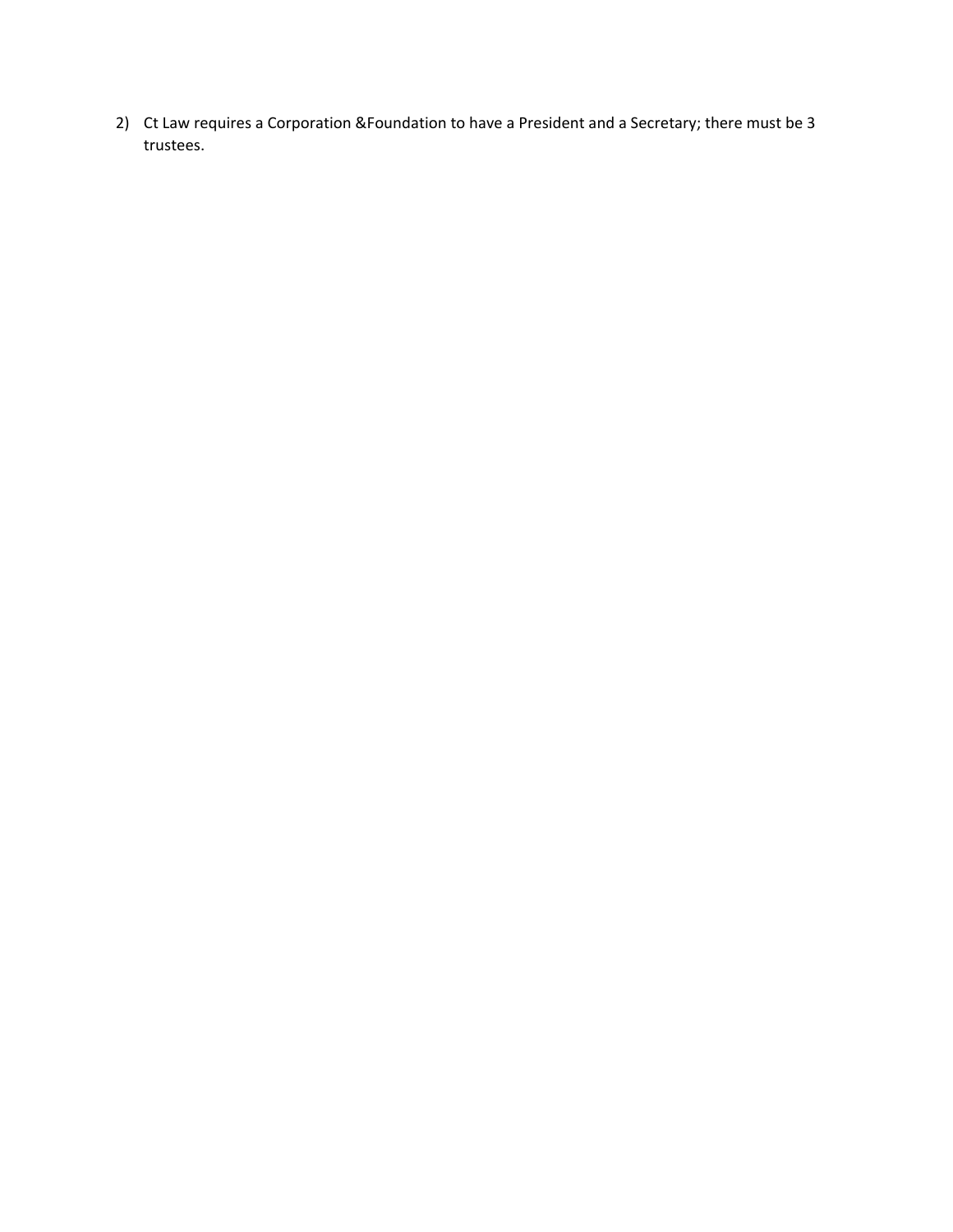2) Ct Law requires a Corporation &Foundation to have a President and a Secretary; there must be 3 trustees.